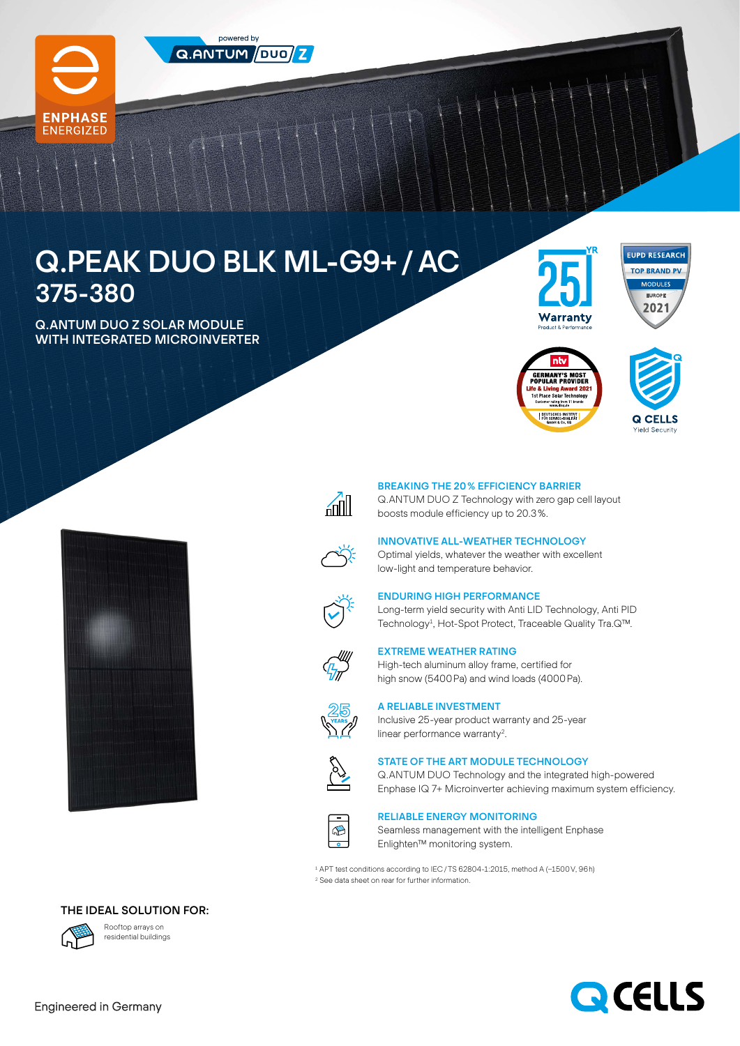ENPHASE ENERGIZED

powered by Q.ANTUM DUO Z

# Q.PEAK DUO BLK ML-G9+ / AC 375-380

## Q.ANTUM DUO Z SOLAR MODULE WITH INTEGRATED MICROINVERTER

25 YR Warranty Product & Performance

EUPD RESEARCH TOP BRAND PV MODULES EUROPE 2021

ntv GERMANY'S MOST POPULAR PROVIDER Life & Living Award 2021 1st Place Solar Technology

Q CELLS Yield Security

**BREAKING THE 20% EFFICIENCY BARRIER**
Q.ANTUM DUO Z Technology with zero gap cell layout boosts module efficiency up to 20.3%.

**INNOVATIVE ALL-WEATHER TECHNOLOGY**
Optimal yields, whatever the weather with excellent low-light and temperature behavior.

**ENDURING HIGH PERFORMANCE**
Long-term yield security with Anti LID Technology, Anti PID Technology[1], Hot-Spot Protect, Traceable Quality Tra.Q™.

**EXTREME WEATHER RATING**
High-tech aluminum alloy frame, certified for high snow (5400 Pa) and wind loads (4000 Pa).

**A RELIABLE INVESTMENT**
Inclusive 25-year product warranty and 25-year linear performance warranty[2].

**STATE OF THE ART MODULE TECHNOLOGY**
Q.ANTUM DUO Technology and the integrated high-powered Enphase IQ 7+ Microinverter achieving maximum system efficiency.

**RELIABLE ENERGY MONITORING**
Seamless management with the intelligent Enphase Enlighten™ monitoring system.

[1] APT test conditions according to IEC / TS 62804-1:2015, method A (−1500 V, 96 h)
[2] See data sheet on rear for further information.

**THE IDEAL SOLUTION FOR:**

Rooftop arrays on residential buildings

Engineered in Germany

Q CELLS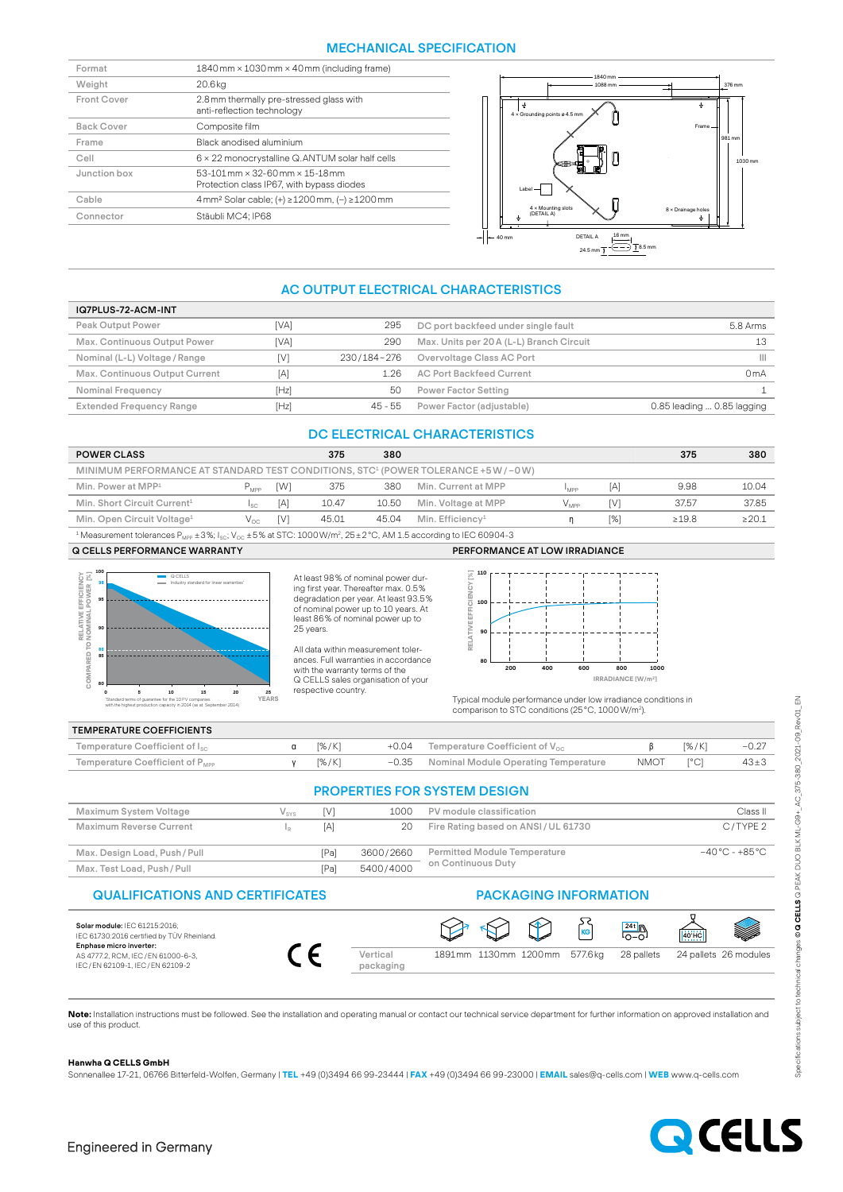## MECHANICAL SPECIFICATION

| | |
|---|---|
| Format | 1840 mm × 1030 mm × 40 mm (including frame) |
| Weight | 20.6 kg |
| Front Cover | 2.8 mm thermally pre-stressed glass with anti-reflection technology |
| Back Cover | Composite film |
| Frame | Black anodised aluminium |
| Cell | 6 × 22 monocrystalline Q.ANTUM solar half cells |
| Junction box | 53-101 mm × 32-60 mm × 15-18 mm<br>Protection class IP67, with bypass diodes |
| Cable | 4 mm² Solar cable; (+) ≥1200 mm, (−) ≥1200 mm |
| Connector | Stäubli MC4; IP68 |

1840 mm
1088 mm
376 mm
4 × Grounding points ø 4.5 mm
Frame
981 mm
1030 mm
Label
4 × Mounting slots (DETAIL A)
8 × Drainage holes
40 mm
DETAIL A
16 mm
24.5 mm
8.5 mm

## AC OUTPUT ELECTRICAL CHARACTERISTICS

| IQ7PLUS-72-ACM-INT | | | | |
|---|---|---|---|---|
| Peak Output Power | [VA] | 295 | DC port backfeed under single fault | 5.8 Arms |
| Max. Continuous Output Power | [VA] | 290 | Max. Units per 20 A (L-L) Branch Circuit | 13 |
| Nominal (L-L) Voltage / Range | [V] | 230 / 184 – 276 | Overvoltage Class AC Port | III |
| Max. Continuous Output Current | [A] | 1.26 | AC Port Backfeed Current | 0 mA |
| Nominal Frequency | [Hz] | 50 | Power Factor Setting | 1 |
| Extended Frequency Range | [Hz] | 45 - 55 | Power Factor (adjustable) | 0.85 leading … 0.85 lagging |

## DC ELECTRICAL CHARACTERISTICS

| POWER CLASS | | | 375 | 380 | | | | 375 | 380 |
|---|---|---|---|---|---|---|---|---|---|
| MINIMUM PERFORMANCE AT STANDARD TEST CONDITIONS, STC[1] (POWER TOLERANCE +5 W / −0 W) | | | | | | | | | |
| Min. Power at MPP[1] | $P_{MPP}$ | [W] | 375 | 380 | Min. Current at MPP | $I_{MPP}$ | [A] | 9.98 | 10.04 |
| Min. Short Circuit Current[1] | $I_{SC}$ | [A] | 10.47 | 10.50 | Min. Voltage at MPP | $V_{MPP}$ | [V] | 37.57 | 37.85 |
| Min. Open Circuit Voltage[1] | $V_{OC}$ | [V] | 45.01 | 45.04 | Min. Efficiency[1] | η | [%] | ≥19.8 | ≥20.1 |

[1] Measurement tolerances $P_{MPP}$ ±3 %; $I_{SC}$; $V_{OC}$ ±5 % at STC: 1000 W/m², 25 ± 2 °C, AM 1.5 according to IEC 60904-3

### Q CELLS PERFORMANCE WARRANTY

RELATIVE EFFICIENCY COMPARED TO NOMINAL POWER [%]
100
98
95
90
86
85
80
0 5 10 15 20 25
YEARS
Q CELLS
Industry standard for linear warranties*
*Standard terms of guarantee for the 10 PV companies with the highest production capacity in 2014 (as at: September 2014)

At least 98 % of nominal power during first year. Thereafter max. 0.5 % degradation per year. At least 93.5 % of nominal power up to 10 years. At least 86 % of nominal power up to 25 years.

All data within measurement tolerances. Full warranties in accordance with the warranty terms of the Q CELLS sales organisation of your respective country.

### PERFORMANCE AT LOW IRRADIANCE

RELATIVE EFFICIENCY [%]
110
100
90
80
200 400 600 800 1000
IRRADIANCE [W/m²]

Typical module performance under low irradiance conditions in comparison to STC conditions (25 °C, 1000 W/m²).

### TEMPERATURE COEFFICIENTS

| | | | | | | | |
|---|---|---|---|---|---|---|---|
| Temperature Coefficient of $I_{SC}$ | α | [% / K] | +0.04 | Temperature Coefficient of $V_{OC}$ | β | [% / K] | −0.27 |
| Temperature Coefficient of $P_{MPP}$ | γ | [% / K] | −0.35 | Nominal Module Operating Temperature | NMOT | [°C] | 43 ± 3 |

## PROPERTIES FOR SYSTEM DESIGN

| | | | | | |
|---|---|---|---|---|---|
| Maximum System Voltage | $V_{SYS}$ | [V] | 1000 | PV module classification | Class II |
| Maximum Reverse Current | $I_R$ | [A] | 20 | Fire Rating based on ANSI / UL 61730 | C / TYPE 2 |
| Max. Design Load, Push / Pull | | [Pa] | 3600 / 2660 | Permitted Module Temperature on Continuous Duty | −40 °C - +85 °C |
| Max. Test Load, Push / Pull | | [Pa] | 5400 / 4000 | | |

## QUALIFICATIONS AND CERTIFICATES

**Solar module:** IEC 61215:2016; IEC 61730:2016 certified by TÜV Rheinland.
**Enphase micro inverter:** AS 4777.2, RCM, IEC / EN 61000-6-3, IEC / EN 62109-1, IEC / EN 62109-2

CE

## PACKAGING INFORMATION

| | | | | | | | |
|---|---|---|---|---|---|---|---|
| Vertical packaging | 1891 mm | 1130 mm | 1200 mm | 577.6 kg | 28 pallets | 24 pallets | 26 modules |

**Note:** Installation instructions must be followed. See the installation and operating manual or contact our technical service department for further information on approved installation and use of this product.

**Hanwha Q CELLS GmbH**
Sonnenallee 17-21, 06766 Bitterfeld-Wolfen, Germany | **TEL** +49 (0)3494 66 99-23444 | **FAX** +49 (0)3494 66 99-23000 | **EMAIL** sales@q-cells.com | **WEB** www.q-cells.com

Specifications subject to technical changes © Q CELLS Q.PEAK DUO BLK ML-G9+_AC_375-380_2021-09_Rev01_EN

Engineered in Germany

Q CELLS